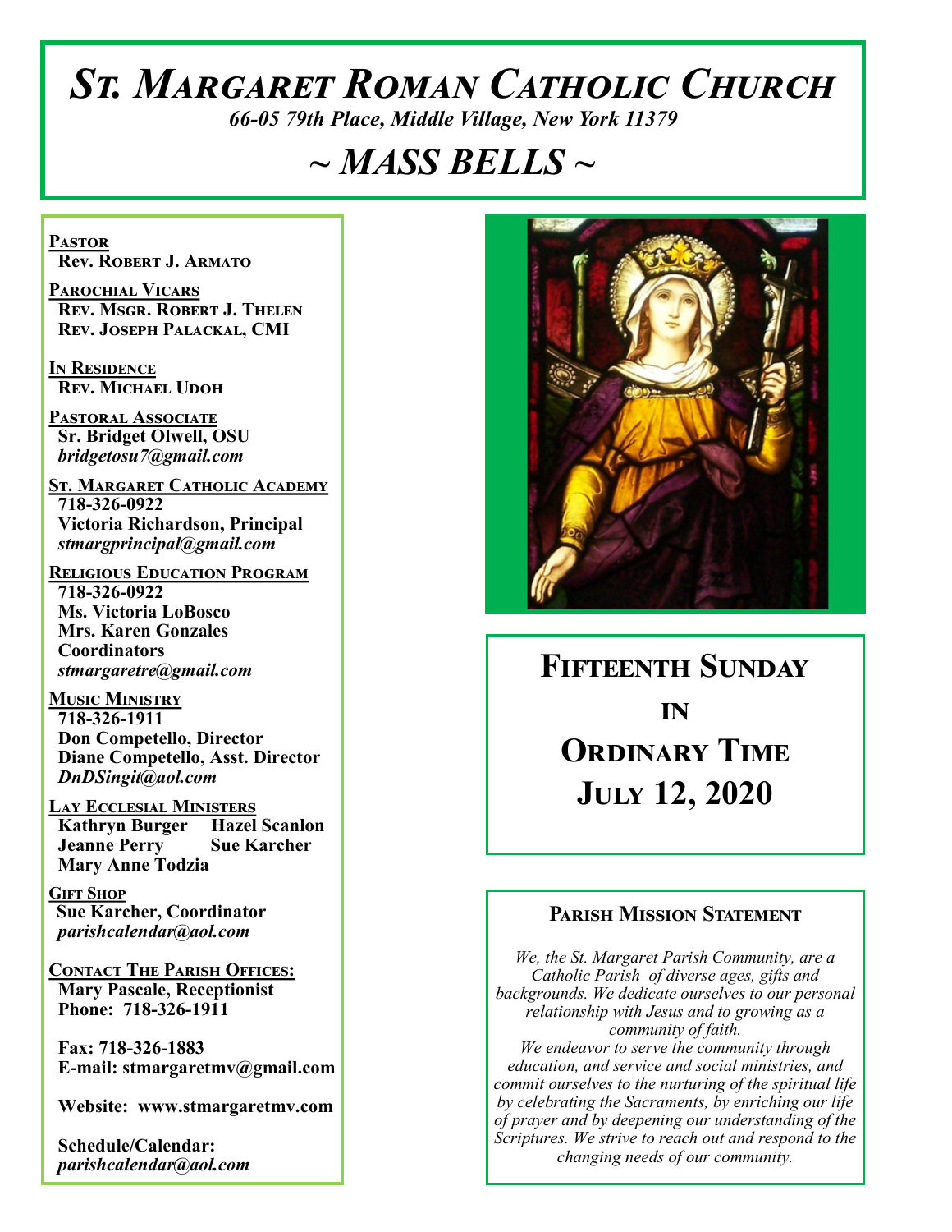# St. Margaret Roman Catholic Church

*66-05 79th Place, Middle Village, New York 11379*

# ~ MASS BELLS ~

**Pastor**
**Rev. Robert J. Armato**

**Parochial Vicars**
**Rev. Msgr. Robert J. Thelen**
**Rev. Joseph Palackal, CMI**

**In Residence**
**Rev. Michael Udoh**

**Pastoral Associate**
**Sr. Bridget Olwell, OSU**
*bridgetosu7@gmail.com*

**St. Margaret Catholic Academy**
**718-326-0922**
**Victoria Richardson, Principal**
*stmargprincipal@gmail.com*

**Religious Education Program**
**718-326-0922**
**Ms. Victoria LoBosco**
**Mrs. Karen Gonzales**
**Coordinators**
*stmargaretre@gmail.com*

**Music Ministry**
**718-326-1911**
**Don Competello, Director**
**Diane Competello, Asst. Director**
*DnDSingit@aol.com*

**Lay Ecclesial Ministers**
**Kathryn Burger Hazel Scanlon**
**Jeanne Perry Sue Karcher**
**Mary Anne Todzia**

**Gift Shop**
**Sue Karcher, Coordinator**
*parishcalendar@aol.com*

**Contact The Parish Offices:**
**Mary Pascale, Receptionist**
**Phone: 718-326-1911**

**Fax: 718-326-1883**
**E-mail: stmargaretmv@gmail.com**

**Website: www.stmargaretmv.com**

**Schedule/Calendar:**
*parishcalendar@aol.com*

## Fifteenth Sunday in Ordinary Time
## July 12, 2020

### Parish Mission Statement

*We, the St. Margaret Parish Community, are a Catholic Parish of diverse ages, gifts and backgrounds. We dedicate ourselves to our personal relationship with Jesus and to growing as a community of faith.*
*We endeavor to serve the community through education, and service and social ministries, and commit ourselves to the nurturing of the spiritual life by celebrating the Sacraments, by enriching our life of prayer and by deepening our understanding of the Scriptures. We strive to reach out and respond to the changing needs of our community.*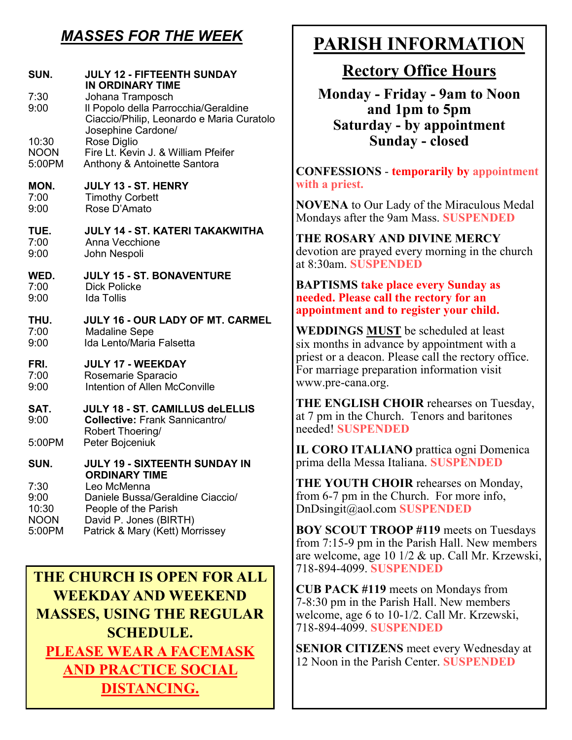## *MASSES FOR THE WEEK*

**SUN. JULY 12 - FIFTEENTH SUNDAY IN ORDINARY TIME**

| | |
|---|---|
| 7:30 | Johana Tramposch |
| 9:00 | Il Popolo della Parrocchia/Geraldine Ciaccio/Philip, Leonardo e Maria Curatolo Josephine Cardone/ |
| 10:30 | Rose Diglio |
| NOON | Fire Lt. Kevin J. & William Pfeifer |
| 5:00PM | Anthony & Antoinette Santora |

**MON. JULY 13 - ST. HENRY**

| | |
|---|---|
| 7:00 | Timothy Corbett |
| 9:00 | Rose D'Amato |

**TUE. JULY 14 - ST. KATERI TAKAKWITHA**

| | |
|---|---|
| 7:00 | Anna Vecchione |
| 9:00 | John Nespoli |

**WED. JULY 15 - ST. BONAVENTURE**

| | |
|---|---|
| 7:00 | Dick Policke |
| 9:00 | Ida Tollis |

**THU. JULY 16 - OUR LADY OF MT. CARMEL**

| | |
|---|---|
| 7:00 | Madaline Sepe |
| 9:00 | Ida Lento/Maria Falsetta |

**FRI. JULY 17 - WEEKDAY**

| | |
|---|---|
| 7:00 | Rosemarie Sparacio |
| 9:00 | Intention of Allen McConville |

**SAT. JULY 18 - ST. CAMILLUS deLELLIS**

| | |
|---|---|
| 9:00 | **Collective:** Frank Sannicantro/ Robert Thoering/ |
| 5:00PM | Peter Bojceniuk |

**SUN. JULY 19 - SIXTEENTH SUNDAY IN ORDINARY TIME**

| | |
|---|---|
| 7:30 | Leo McMenna |
| 9:00 | Daniele Bussa/Geraldine Ciaccio/ |
| 10:30 | People of the Parish |
| NOON | David P. Jones (BIRTH) |
| 5:00PM | Patrick & Mary (Kett) Morrissey |

**THE CHURCH IS OPEN FOR ALL WEEKDAY AND WEEKEND MASSES, USING THE REGULAR SCHEDULE.**

**PLEASE WEAR A FACEMASK AND PRACTICE SOCIAL DISTANCING.**

# PARISH INFORMATION

## Rectory Office Hours

**Monday - Friday - 9am to Noon and 1pm to 5pm**
**Saturday - by appointment**
**Sunday - closed**

**CONFESSIONS** - **temporarily by appointment with a priest.**

**NOVENA** to Our Lady of the Miraculous Medal Mondays after the 9am Mass. **SUSPENDED**

**THE ROSARY AND DIVINE MERCY** devotion are prayed every morning in the church at 8:30am. **SUSPENDED**

**BAPTISMS take place every Sunday as needed. Please call the rectory for an appointment and to register your child.**

**WEDDINGS MUST** be scheduled at least six months in advance by appointment with a priest or a deacon. Please call the rectory office. For marriage preparation information visit www.pre-cana.org.

**THE ENGLISH CHOIR** rehearses on Tuesday, at 7 pm in the Church. Tenors and baritones needed! **SUSPENDED**

**IL CORO ITALIANO** prattica ogni Domenica prima della Messa Italiana. **SUSPENDED**

**THE YOUTH CHOIR** rehearses on Monday, from 6-7 pm in the Church. For more info, DnDsingit@aol.com **SUSPENDED**

**BOY SCOUT TROOP #119** meets on Tuesdays from 7:15-9 pm in the Parish Hall. New members are welcome, age 10 1/2 & up. Call Mr. Krzewski, 718-894-4099. **SUSPENDED**

**CUB PACK #119** meets on Mondays from 7-8:30 pm in the Parish Hall. New members welcome, age 6 to 10-1/2. Call Mr. Krzewski, 718-894-4099. **SUSPENDED**

**SENIOR CITIZENS** meet every Wednesday at 12 Noon in the Parish Center. **SUSPENDED**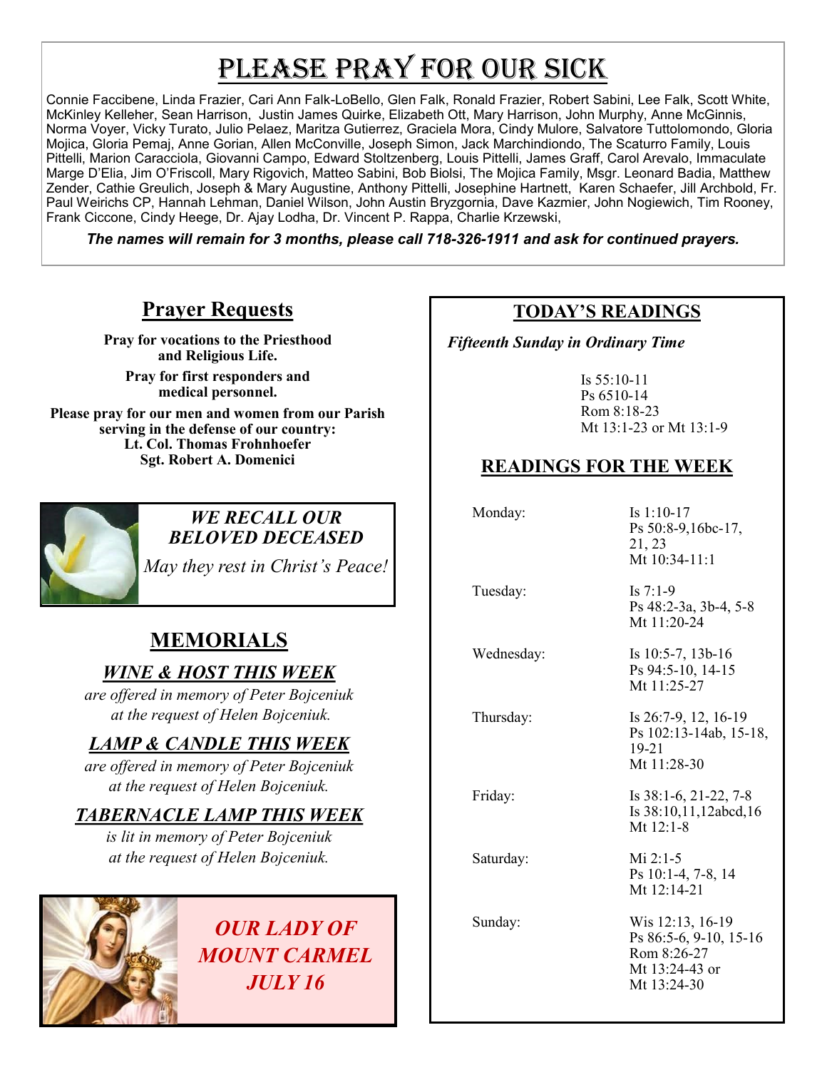# Please Pray for Our Sick

Connie Faccibene, Linda Frazier, Cari Ann Falk-LoBello, Glen Falk, Ronald Frazier, Robert Sabini, Lee Falk, Scott White, McKinley Kelleher, Sean Harrison, Justin James Quirke, Elizabeth Ott, Mary Harrison, John Murphy, Anne McGinnis, Norma Voyer, Vicky Turato, Julio Pelaez, Maritza Gutierrez, Graciela Mora, Cindy Mulore, Salvatore Tuttolomondo, Gloria Mojica, Gloria Pemaj, Anne Gorian, Allen McConville, Joseph Simon, Jack Marchindiondo, The Scaturro Family, Louis Pittelli, Marion Caracciola, Giovanni Campo, Edward Stoltzenberg, Louis Pittelli, James Graff, Carol Arevalo, Immaculate Marge D'Elia, Jim O'Friscoll, Mary Rigovich, Matteo Sabini, Bob Biolsi, The Mojica Family, Msgr. Leonard Badia, Matthew Zender, Cathie Greulich, Joseph & Mary Augustine, Anthony Pittelli, Josephine Hartnett, Karen Schaefer, Jill Archbold, Fr. Paul Weirichs CP, Hannah Lehman, Daniel Wilson, John Austin Bryzgornia, Dave Kazmier, John Nogiewich, Tim Rooney, Frank Ciccone, Cindy Heege, Dr. Ajay Lodha, Dr. Vincent P. Rappa, Charlie Krzewski,

***The names will remain for 3 months, please call 718-326-1911 and ask for continued prayers.***

## Prayer Requests

**Pray for vocations to the Priesthood and Religious Life.**

**Pray for first responders and medical personnel.**

**Please pray for our men and women from our Parish serving in the defense of our country:**
**Lt. Col. Thomas Frohnhoefer**
**Sgt. Robert A. Domenici**

***WE RECALL OUR BELOVED DECEASED***

*May they rest in Christ's Peace!*

## MEMORIALS

### *WINE & HOST THIS WEEK*

*are offered in memory of Peter Bojceniuk at the request of Helen Bojceniuk.*

### *LAMP & CANDLE THIS WEEK*

*are offered in memory of Peter Bojceniuk at the request of Helen Bojceniuk.*

### *TABERNACLE LAMP THIS WEEK*

*is lit in memory of Peter Bojceniuk at the request of Helen Bojceniuk.*

***OUR LADY OF MOUNT CARMEL JULY 16***

## TODAY'S READINGS

*Fifteenth Sunday in Ordinary Time*

Is 55:10-11
Ps 6510-14
Rom 8:18-23
Mt 13:1-23 or Mt 13:1-9

## READINGS FOR THE WEEK

| | |
|---|---|
| Monday: | Is 1:10-17<br>Ps 50:8-9,16bc-17, 21, 23<br>Mt 10:34-11:1 |
| Tuesday: | Is 7:1-9<br>Ps 48:2-3a, 3b-4, 5-8<br>Mt 11:20-24 |
| Wednesday: | Is 10:5-7, 13b-16<br>Ps 94:5-10, 14-15<br>Mt 11:25-27 |
| Thursday: | Is 26:7-9, 12, 16-19<br>Ps 102:13-14ab, 15-18, 19-21<br>Mt 11:28-30 |
| Friday: | Is 38:1-6, 21-22, 7-8<br>Is 38:10,11,12abcd,16<br>Mt 12:1-8 |
| Saturday: | Mi 2:1-5<br>Ps 10:1-4, 7-8, 14<br>Mt 12:14-21 |
| Sunday: | Wis 12:13, 16-19<br>Ps 86:5-6, 9-10, 15-16<br>Rom 8:26-27<br>Mt 13:24-43 or<br>Mt 13:24-30 |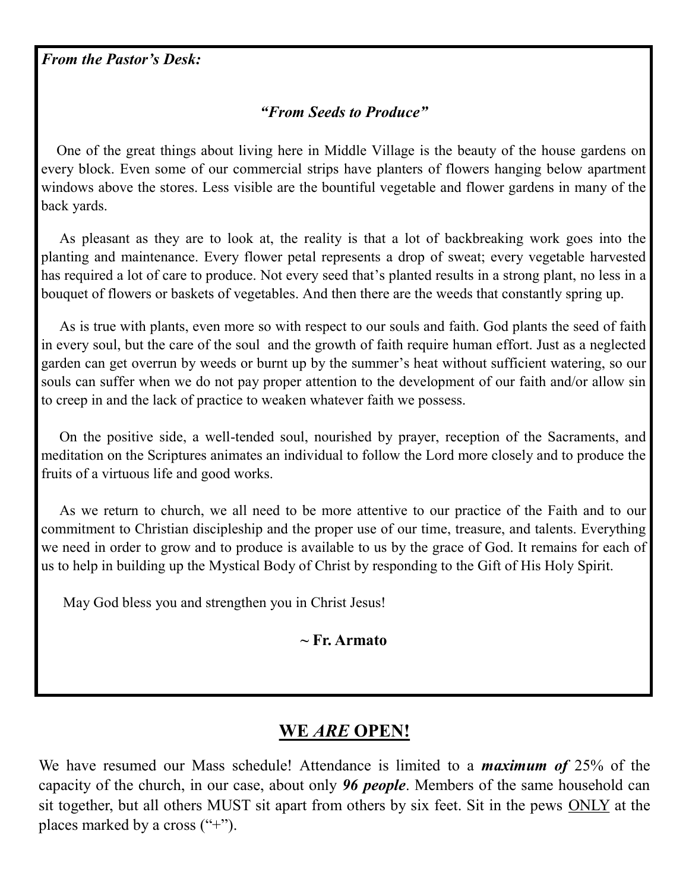***From the Pastor's Desk:***

## *"From Seeds to Produce"*

One of the great things about living here in Middle Village is the beauty of the house gardens on every block. Even some of our commercial strips have planters of flowers hanging below apartment windows above the stores. Less visible are the bountiful vegetable and flower gardens in many of the back yards.

As pleasant as they are to look at, the reality is that a lot of backbreaking work goes into the planting and maintenance. Every flower petal represents a drop of sweat; every vegetable harvested has required a lot of care to produce. Not every seed that's planted results in a strong plant, no less in a bouquet of flowers or baskets of vegetables. And then there are the weeds that constantly spring up.

As is true with plants, even more so with respect to our souls and faith. God plants the seed of faith in every soul, but the care of the soul and the growth of faith require human effort. Just as a neglected garden can get overrun by weeds or burnt up by the summer's heat without sufficient watering, so our souls can suffer when we do not pay proper attention to the development of our faith and/or allow sin to creep in and the lack of practice to weaken whatever faith we possess.

On the positive side, a well-tended soul, nourished by prayer, reception of the Sacraments, and meditation on the Scriptures animates an individual to follow the Lord more closely and to produce the fruits of a virtuous life and good works.

As we return to church, we all need to be more attentive to our practice of the Faith and to our commitment to Christian discipleship and the proper use of our time, treasure, and talents. Everything we need in order to grow and to produce is available to us by the grace of God. It remains for each of us to help in building up the Mystical Body of Christ by responding to the Gift of His Holy Spirit.

May God bless you and strengthen you in Christ Jesus!

**~ Fr. Armato**

## WE *ARE* OPEN!

We have resumed our Mass schedule! Attendance is limited to a ***maximum of*** 25% of the capacity of the church, in our case, about only ***96 people***. Members of the same household can sit together, but all others MUST sit apart from others by six feet. Sit in the pews ONLY at the places marked by a cross ("+").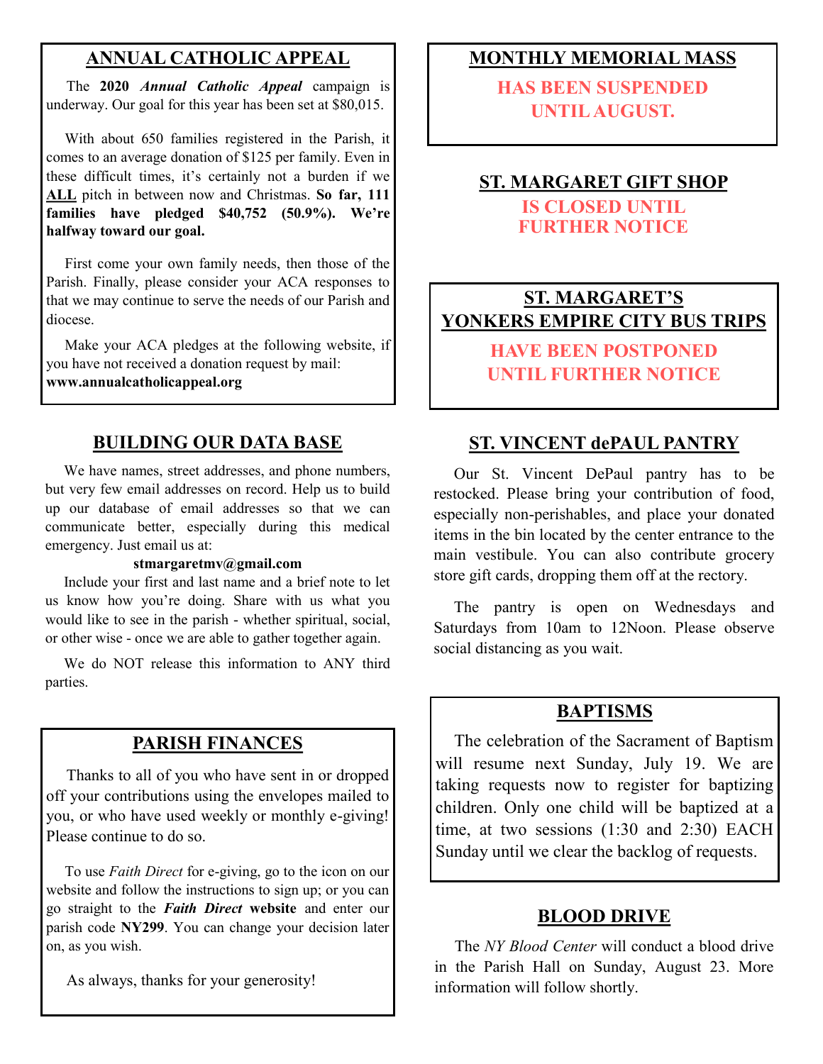## ANNUAL CATHOLIC APPEAL

The **2020** ***Annual Catholic Appeal*** campaign is underway. Our goal for this year has been set at $80,015.

With about 650 families registered in the Parish, it comes to an average donation of $125 per family. Even in these difficult times, it's certainly not a burden if we **ALL** pitch in between now and Christmas. **So far, 111 families have pledged $40,752 (50.9%). We're halfway toward our goal.**

First come your own family needs, then those of the Parish. Finally, please consider your ACA responses to that we may continue to serve the needs of our Parish and diocese.

Make your ACA pledges at the following website, if you have not received a donation request by mail: **www.annualcatholicappeal.org**

## BUILDING OUR DATA BASE

We have names, street addresses, and phone numbers, but very few email addresses on record. Help us to build up our database of email addresses so that we can communicate better, especially during this medical emergency. Just email us at:

**stmargaretmv@gmail.com**

Include your first and last name and a brief note to let us know how you're doing. Share with us what you would like to see in the parish - whether spiritual, social, or other wise - once we are able to gather together again.

We do NOT release this information to ANY third parties.

## PARISH FINANCES

Thanks to all of you who have sent in or dropped off your contributions using the envelopes mailed to you, or who have used weekly or monthly e-giving! Please continue to do so.

To use *Faith Direct* for e-giving, go to the icon on our website and follow the instructions to sign up; or you can go straight to the ***Faith Direct*** **website** and enter our parish code **NY299**. You can change your decision later on, as you wish.

As always, thanks for your generosity!

## MONTHLY MEMORIAL MASS

**HAS BEEN SUSPENDED UNTIL AUGUST.**

## ST. MARGARET GIFT SHOP

**IS CLOSED UNTIL FURTHER NOTICE**

## ST. MARGARET'S YONKERS EMPIRE CITY BUS TRIPS

**HAVE BEEN POSTPONED UNTIL FURTHER NOTICE**

## ST. VINCENT dePAUL PANTRY

Our St. Vincent DePaul pantry has to be restocked. Please bring your contribution of food, especially non-perishables, and place your donated items in the bin located by the center entrance to the main vestibule. You can also contribute grocery store gift cards, dropping them off at the rectory.

The pantry is open on Wednesdays and Saturdays from 10am to 12Noon. Please observe social distancing as you wait.

## BAPTISMS

The celebration of the Sacrament of Baptism will resume next Sunday, July 19. We are taking requests now to register for baptizing children. Only one child will be baptized at a time, at two sessions (1:30 and 2:30) EACH Sunday until we clear the backlog of requests.

## BLOOD DRIVE

The *NY Blood Center* will conduct a blood drive in the Parish Hall on Sunday, August 23. More information will follow shortly.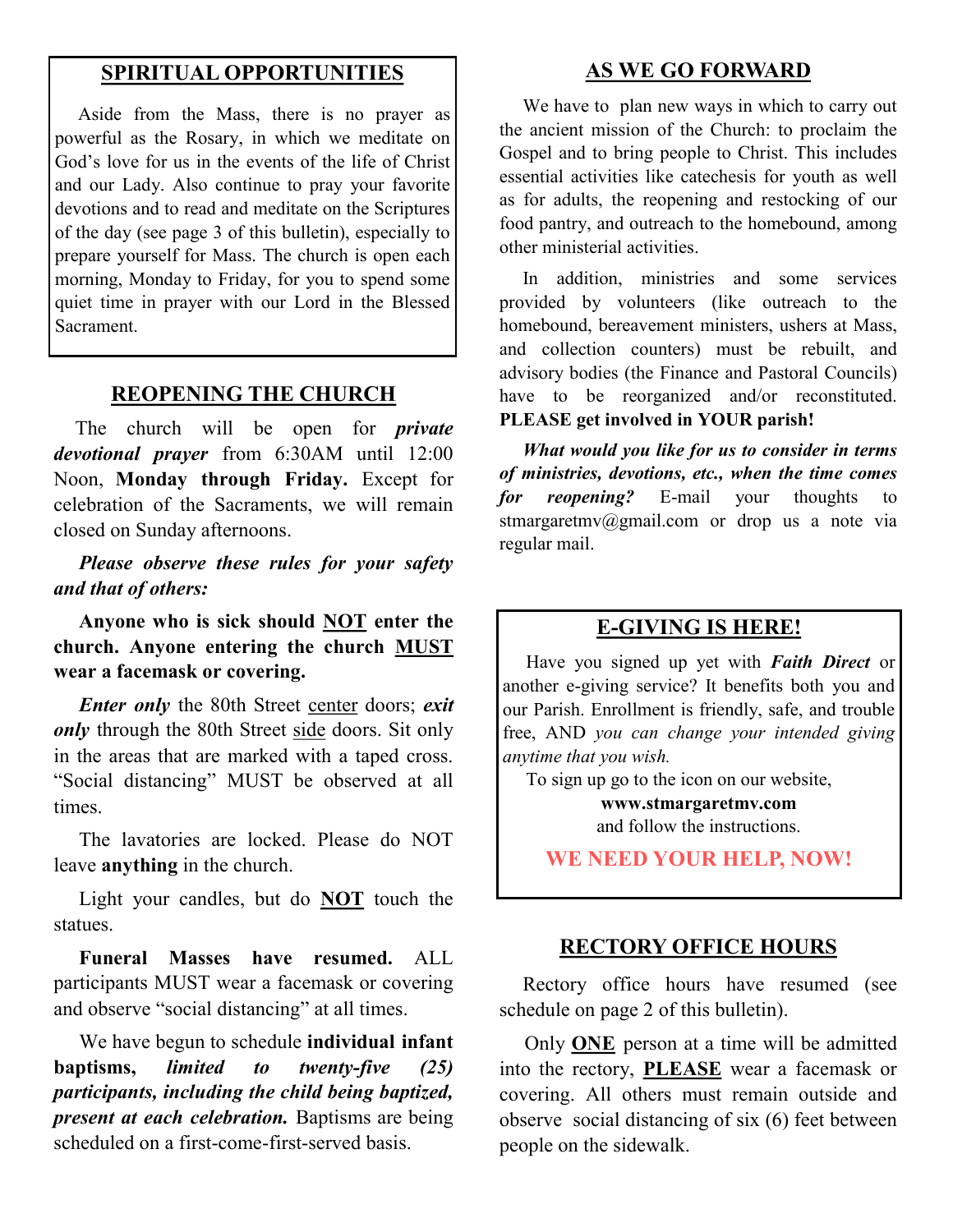## SPIRITUAL OPPORTUNITIES

Aside from the Mass, there is no prayer as powerful as the Rosary, in which we meditate on God's love for us in the events of the life of Christ and our Lady. Also continue to pray your favorite devotions and to read and meditate on the Scriptures of the day (see page 3 of this bulletin), especially to prepare yourself for Mass. The church is open each morning, Monday to Friday, for you to spend some quiet time in prayer with our Lord in the Blessed Sacrament.

## REOPENING THE CHURCH

The church will be open for ***private devotional prayer*** from 6:30AM until 12:00 Noon, **Monday through Friday.** Except for celebration of the Sacraments, we will remain closed on Sunday afternoons.

***Please observe these rules for your safety and that of others:***

**Anyone who is sick should <u>NOT</u> enter the church. Anyone entering the church <u>MUST</u> wear a facemask or covering.**

***Enter only*** the 80th Street <u>center</u> doors; ***exit only*** through the 80th Street <u>side</u> doors. Sit only in the areas that are marked with a taped cross. "Social distancing" MUST be observed at all times.

The lavatories are locked. Please do NOT leave **anything** in the church.

Light your candles, but do **<u>NOT</u>** touch the statues.

**Funeral Masses have resumed.** ALL participants MUST wear a facemask or covering and observe "social distancing" at all times.

We have begun to schedule **individual infant baptisms,** ***limited to twenty-five (25) participants, including the child being baptized, present at each celebration.*** Baptisms are being scheduled on a first-come-first-served basis.

## AS WE GO FORWARD

We have to plan new ways in which to carry out the ancient mission of the Church: to proclaim the Gospel and to bring people to Christ. This includes essential activities like catechesis for youth as well as for adults, the reopening and restocking of our food pantry, and outreach to the homebound, among other ministerial activities.

In addition, ministries and some services provided by volunteers (like outreach to the homebound, bereavement ministers, ushers at Mass, and collection counters) must be rebuilt, and advisory bodies (the Finance and Pastoral Councils) have to be reorganized and/or reconstituted. **PLEASE get involved in YOUR parish!**

***What would you like for us to consider in terms of ministries, devotions, etc., when the time comes for reopening?*** E-mail your thoughts to stmargaretmv@gmail.com or drop us a note via regular mail.

## E-GIVING IS HERE!

Have you signed up yet with ***Faith Direct*** or another e-giving service? It benefits both you and our Parish. Enrollment is friendly, safe, and trouble free, AND *you can change your intended giving anytime that you wish.*

To sign up go to the icon on our website,
**www.stmargaretmv.com**
and follow the instructions.

**WE NEED YOUR HELP, NOW!**

## RECTORY OFFICE HOURS

Rectory office hours have resumed (see schedule on page 2 of this bulletin).

Only **<u>ONE</u>** person at a time will be admitted into the rectory, **<u>PLEASE</u>** wear a facemask or covering. All others must remain outside and observe social distancing of six (6) feet between people on the sidewalk.